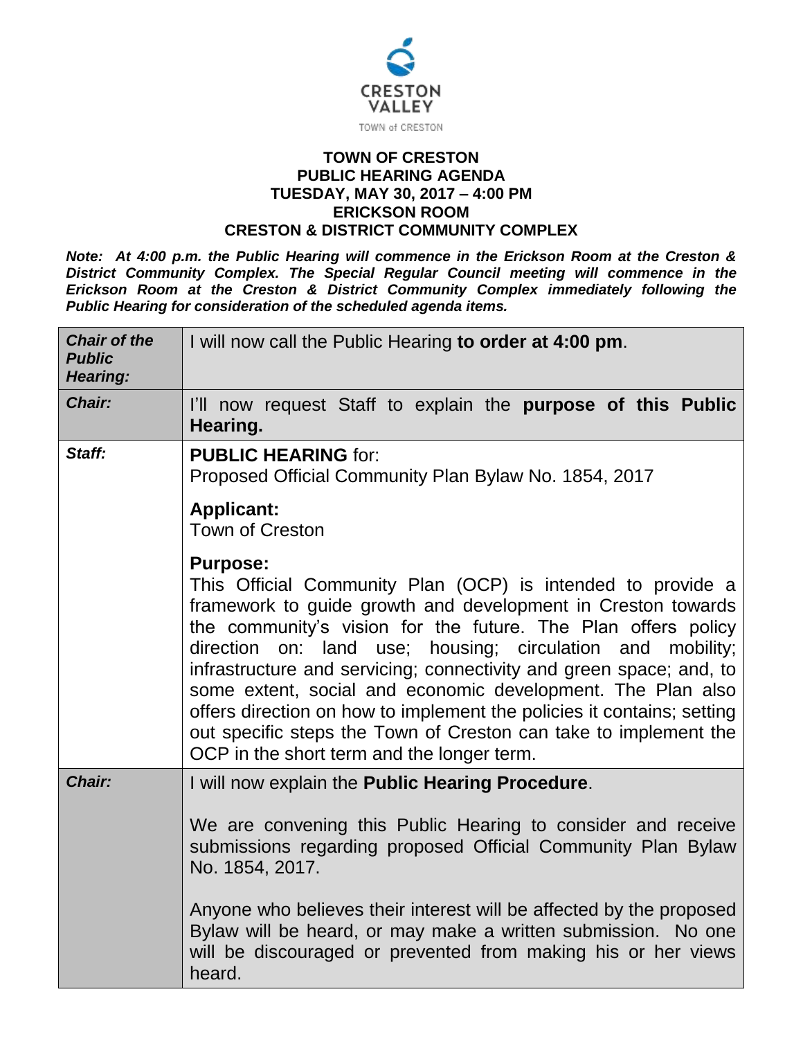CRESTON VALLEY
TOWN of CRESTON

# TOWN OF CRESTON
## PUBLIC HEARING AGENDA
## TUESDAY, MAY 30, 2017 – 4:00 PM
## ERICKSON ROOM
## CRESTON & DISTRICT COMMUNITY COMPLEX

***Note: At 4:00 p.m. the Public Hearing will commence in the Erickson Room at the Creston & District Community Complex. The Special Regular Council meeting will commence in the Erickson Room at the Creston & District Community Complex immediately following the Public Hearing for consideration of the scheduled agenda items.***

| | |
|---|---|
| ***Chair of the Public Hearing:*** | I will now call the Public Hearing **to order at 4:00 pm**. |
| ***Chair:*** | I'll now request Staff to explain the **purpose of this Public Hearing.** |
| ***Staff:*** | **PUBLIC HEARING** for:<br>Proposed Official Community Plan Bylaw No. 1854, 2017<br><br>**Applicant:**<br>Town of Creston<br><br>**Purpose:**<br>This Official Community Plan (OCP) is intended to provide a framework to guide growth and development in Creston towards the community's vision for the future. The Plan offers policy direction on: land use; housing; circulation and mobility; infrastructure and servicing; connectivity and green space; and, to some extent, social and economic development. The Plan also offers direction on how to implement the policies it contains; setting out specific steps the Town of Creston can take to implement the OCP in the short term and the longer term. |
| ***Chair:*** | I will now explain the **Public Hearing Procedure**.<br><br>We are convening this Public Hearing to consider and receive submissions regarding proposed Official Community Plan Bylaw No. 1854, 2017.<br><br>Anyone who believes their interest will be affected by the proposed Bylaw will be heard, or may make a written submission. No one will be discouraged or prevented from making his or her views heard. |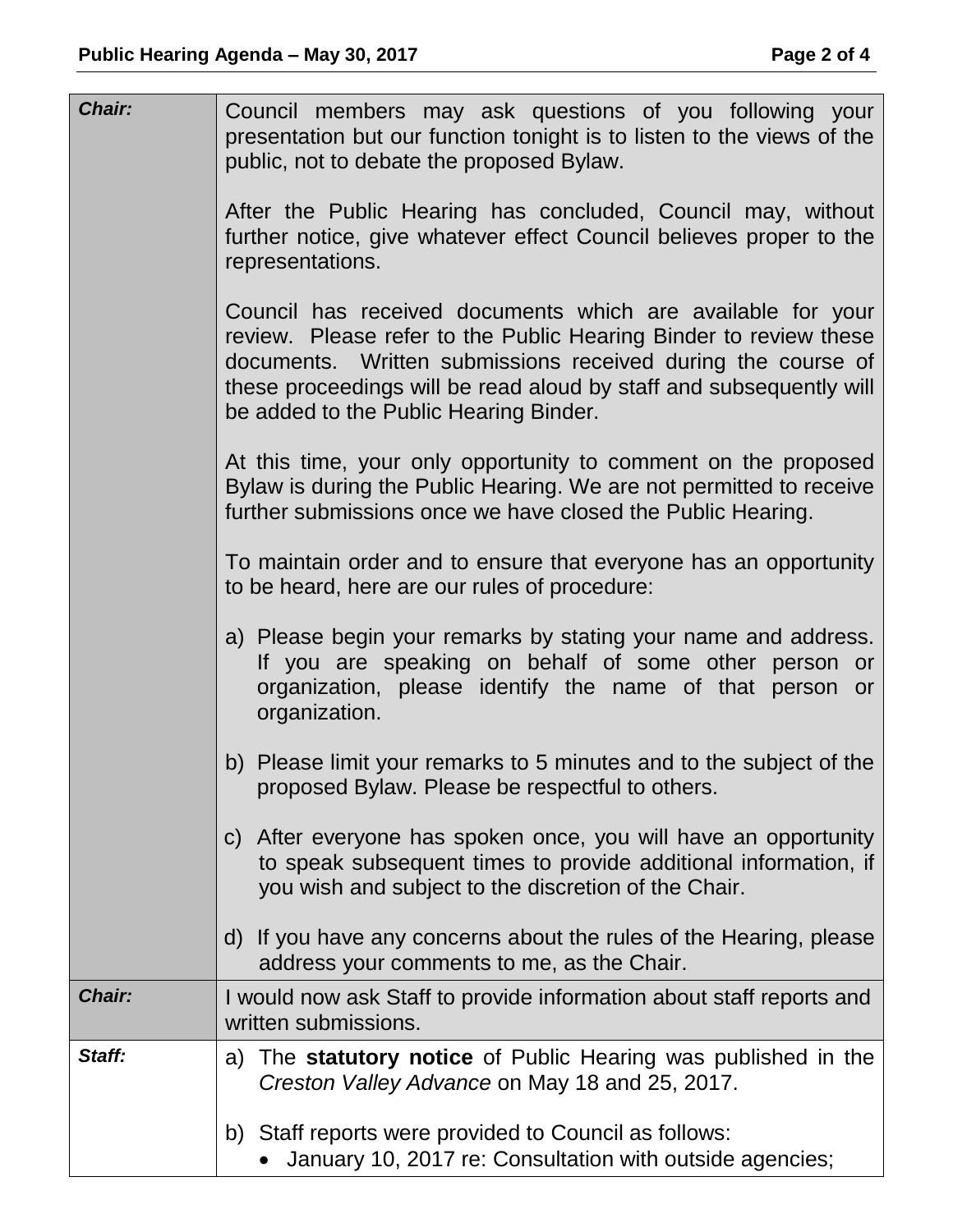| | |
|---|---|
| ***Chair:*** | Council members may ask questions of you following your presentation but our function tonight is to listen to the views of the public, not to debate the proposed Bylaw.<br><br>After the Public Hearing has concluded, Council may, without further notice, give whatever effect Council believes proper to the representations.<br><br>Council has received documents which are available for your review. Please refer to the Public Hearing Binder to review these documents. Written submissions received during the course of these proceedings will be read aloud by staff and subsequently will be added to the Public Hearing Binder.<br><br>At this time, your only opportunity to comment on the proposed Bylaw is during the Public Hearing. We are not permitted to receive further submissions once we have closed the Public Hearing.<br><br>To maintain order and to ensure that everyone has an opportunity to be heard, here are our rules of procedure:<br><br>a) Please begin your remarks by stating your name and address. If you are speaking on behalf of some other person or organization, please identify the name of that person or organization.<br><br>b) Please limit your remarks to 5 minutes and to the subject of the proposed Bylaw. Please be respectful to others.<br><br>c) After everyone has spoken once, you will have an opportunity to speak subsequent times to provide additional information, if you wish and subject to the discretion of the Chair.<br><br>d) If you have any concerns about the rules of the Hearing, please address your comments to me, as the Chair. |
| ***Chair:*** | I would now ask Staff to provide information about staff reports and written submissions. |
| ***Staff:*** | a) The **statutory notice** of Public Hearing was published in the *Creston Valley Advance* on May 18 and 25, 2017.<br><br>b) Staff reports were provided to Council as follows:<br>• January 10, 2017 re: Consultation with outside agencies; |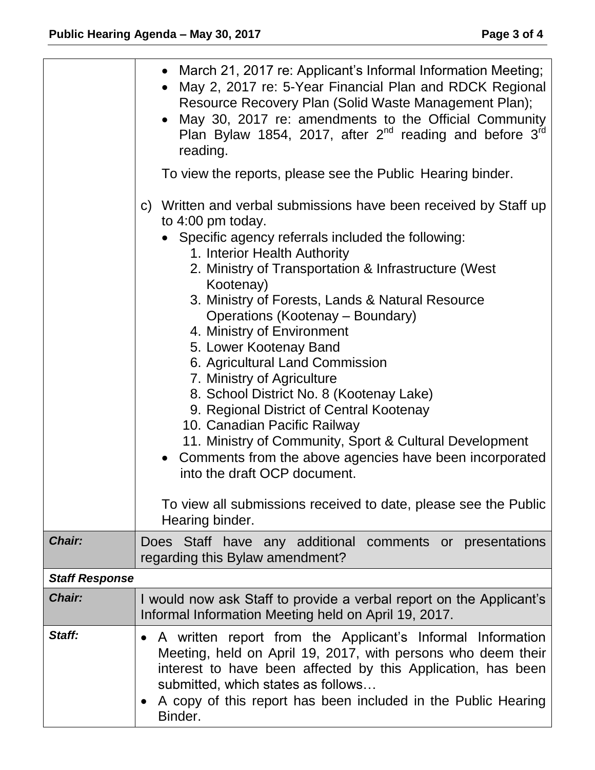| | |
|---|---|
| | • March 21, 2017 re: Applicant's Informal Information Meeting;<br>• May 2, 2017 re: 5-Year Financial Plan and RDCK Regional Resource Recovery Plan (Solid Waste Management Plan);<br>• May 30, 2017 re: amendments to the Official Community Plan Bylaw 1854, 2017, after 2nd reading and before 3rd reading.<br><br>To view the reports, please see the Public Hearing binder.<br><br>c) Written and verbal submissions have been received by Staff up to 4:00 pm today.<br>• Specific agency referrals included the following:<br>1. Interior Health Authority<br>2. Ministry of Transportation & Infrastructure (West Kootenay)<br>3. Ministry of Forests, Lands & Natural Resource Operations (Kootenay – Boundary)<br>4. Ministry of Environment<br>5. Lower Kootenay Band<br>6. Agricultural Land Commission<br>7. Ministry of Agriculture<br>8. School District No. 8 (Kootenay Lake)<br>9. Regional District of Central Kootenay<br>10. Canadian Pacific Railway<br>11. Ministry of Community, Sport & Cultural Development<br>• Comments from the above agencies have been incorporated into the draft OCP document.<br><br>To view all submissions received to date, please see the Public Hearing binder. |
| ***Chair:*** | Does Staff have any additional comments or presentations regarding this Bylaw amendment? |
| ***Staff Response*** | |
| ***Chair:*** | I would now ask Staff to provide a verbal report on the Applicant's Informal Information Meeting held on April 19, 2017. |
| ***Staff:*** | • A written report from the Applicant's Informal Information Meeting, held on April 19, 2017, with persons who deem their interest to have been affected by this Application, has been submitted, which states as follows…<br>• A copy of this report has been included in the Public Hearing Binder. |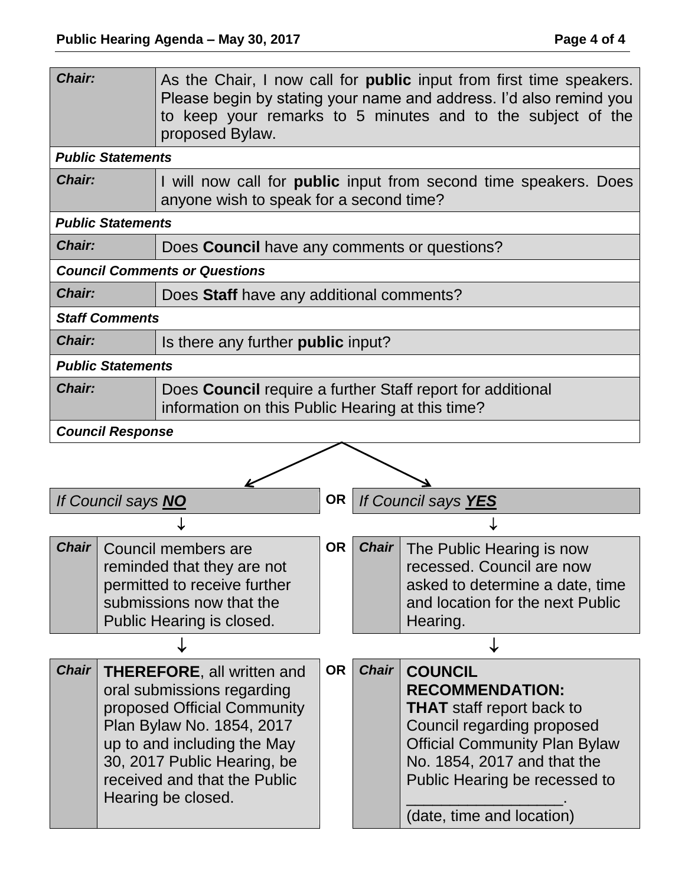| | |
|---|---|
| ***Chair:*** | As the Chair, I now call for **public** input from first time speakers. Please begin by stating your name and address. I'd also remind you to keep your remarks to 5 minutes and to the subject of the proposed Bylaw. |
| ***Public Statements*** | |
| ***Chair:*** | I will now call for **public** input from second time speakers. Does anyone wish to speak for a second time? |
| ***Public Statements*** | |
| ***Chair:*** | Does **Council** have any comments or questions? |
| ***Council Comments or Questions*** | |
| ***Chair:*** | Does **Staff** have any additional comments? |
| ***Staff Comments*** | |
| ***Chair:*** | Is there any further **public** input? |
| ***Public Statements*** | |
| ***Chair:*** | Does **Council** require a further Staff report for additional information on this Public Hearing at this time? |
| ***Council Response*** | |

| *If Council says **NO*** | | **OR** | *If Council says **YES*** | |
|---|---|---|---|---|
| ***Chair*** | Council members are reminded that they are not permitted to receive further submissions now that the Public Hearing is closed. | **OR** | ***Chair*** | The Public Hearing is now recessed. Council are now asked to determine a date, time and location for the next Public Hearing. |
| ***Chair*** | **THEREFORE**, all written and oral submissions regarding proposed Official Community Plan Bylaw No. 1854, 2017 up to and including the May 30, 2017 Public Hearing, be received and that the Public Hearing be closed. | **OR** | ***Chair*** | **COUNCIL RECOMMENDATION:** **THAT** staff report back to Council regarding proposed Official Community Plan Bylaw No. 1854, 2017 and that the Public Hearing be recessed to ________________. (date, time and location) |